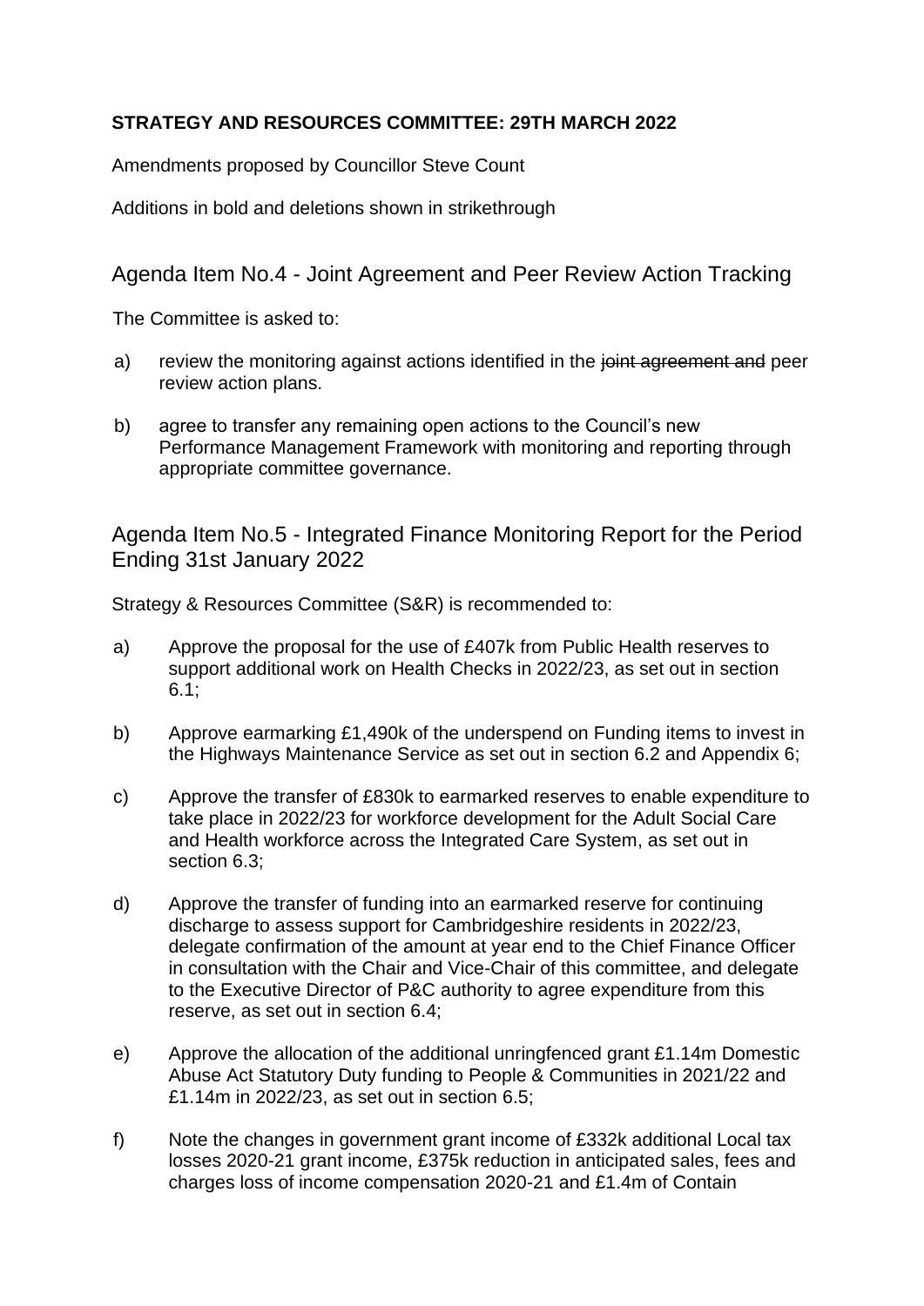**STRATEGY AND RESOURCES COMMITTEE: 29TH MARCH 2022**

Amendments proposed by Councillor Steve Count

Additions in bold and deletions shown in strikethrough

## Agenda Item No.4 - Joint Agreement and Peer Review Action Tracking

The Committee is asked to:

a) review the monitoring against actions identified in the ~~joint agreement and~~ peer review action plans.

b) agree to transfer any remaining open actions to the Council's new Performance Management Framework with monitoring and reporting through appropriate committee governance.

## Agenda Item No.5 - Integrated Finance Monitoring Report for the Period Ending 31st January 2022

Strategy & Resources Committee (S&R) is recommended to:

a) Approve the proposal for the use of £407k from Public Health reserves to support additional work on Health Checks in 2022/23, as set out in section 6.1;

b) Approve earmarking £1,490k of the underspend on Funding items to invest in the Highways Maintenance Service as set out in section 6.2 and Appendix 6;

c) Approve the transfer of £830k to earmarked reserves to enable expenditure to take place in 2022/23 for workforce development for the Adult Social Care and Health workforce across the Integrated Care System, as set out in section 6.3;

d) Approve the transfer of funding into an earmarked reserve for continuing discharge to assess support for Cambridgeshire residents in 2022/23, delegate confirmation of the amount at year end to the Chief Finance Officer in consultation with the Chair and Vice-Chair of this committee, and delegate to the Executive Director of P&C authority to agree expenditure from this reserve, as set out in section 6.4;

e) Approve the allocation of the additional unringfenced grant £1.14m Domestic Abuse Act Statutory Duty funding to People & Communities in 2021/22 and £1.14m in 2022/23, as set out in section 6.5;

f) Note the changes in government grant income of £332k additional Local tax losses 2020-21 grant income, £375k reduction in anticipated sales, fees and charges loss of income compensation 2020-21 and £1.4m of Contain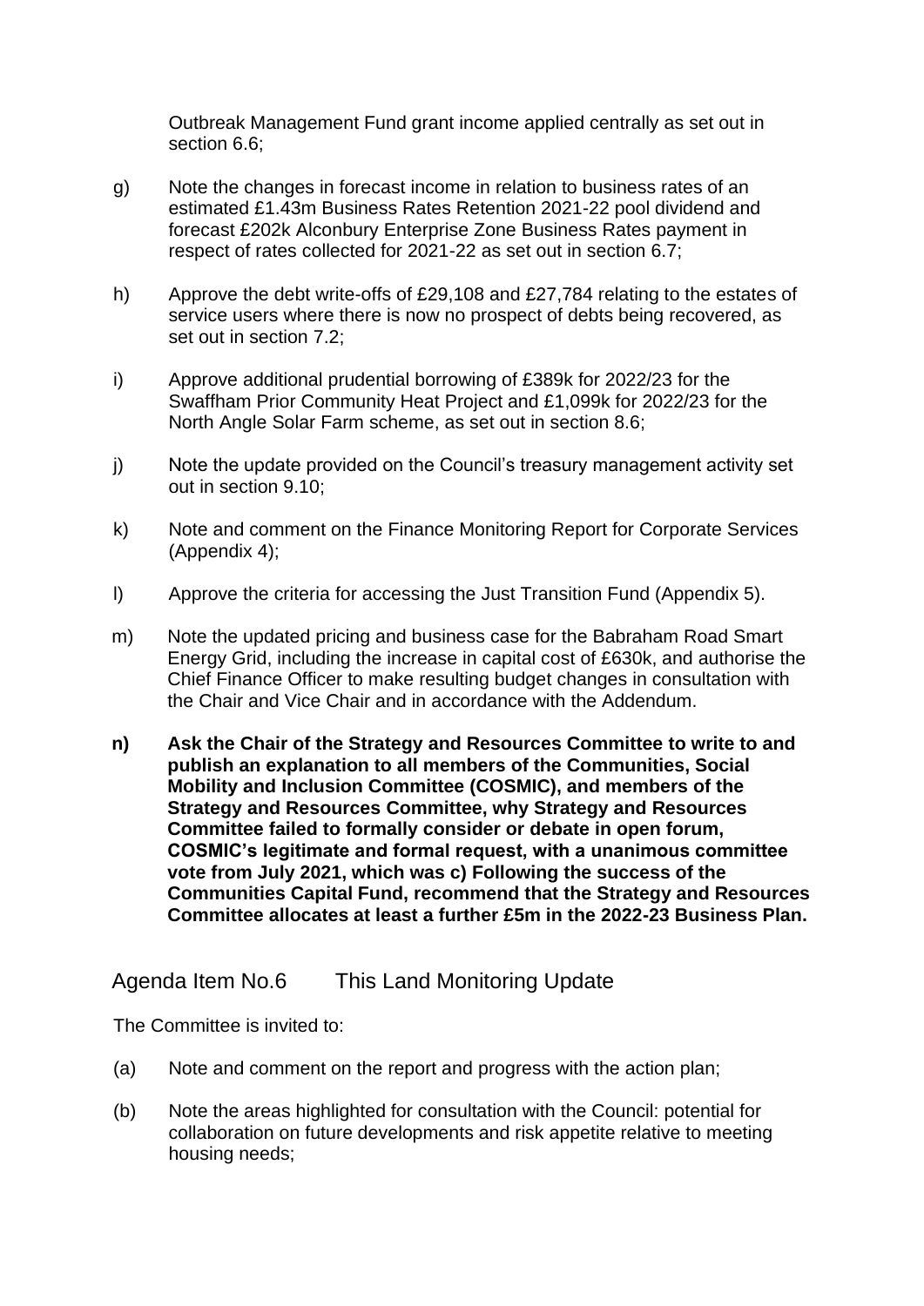Outbreak Management Fund grant income applied centrally as set out in section 6.6;

g) Note the changes in forecast income in relation to business rates of an estimated £1.43m Business Rates Retention 2021-22 pool dividend and forecast £202k Alconbury Enterprise Zone Business Rates payment in respect of rates collected for 2021-22 as set out in section 6.7;

h) Approve the debt write-offs of £29,108 and £27,784 relating to the estates of service users where there is now no prospect of debts being recovered, as set out in section 7.2;

i) Approve additional prudential borrowing of £389k for 2022/23 for the Swaffham Prior Community Heat Project and £1,099k for 2022/23 for the North Angle Solar Farm scheme, as set out in section 8.6;

j) Note the update provided on the Council's treasury management activity set out in section 9.10;

k) Note and comment on the Finance Monitoring Report for Corporate Services (Appendix 4);

l) Approve the criteria for accessing the Just Transition Fund (Appendix 5).

m) Note the updated pricing and business case for the Babraham Road Smart Energy Grid, including the increase in capital cost of £630k, and authorise the Chief Finance Officer to make resulting budget changes in consultation with the Chair and Vice Chair and in accordance with the Addendum.

**n) Ask the Chair of the Strategy and Resources Committee to write to and publish an explanation to all members of the Communities, Social Mobility and Inclusion Committee (COSMIC), and members of the Strategy and Resources Committee, why Strategy and Resources Committee failed to formally consider or debate in open forum, COSMIC's legitimate and formal request, with a unanimous committee vote from July 2021, which was c) Following the success of the Communities Capital Fund, recommend that the Strategy and Resources Committee allocates at least a further £5m in the 2022-23 Business Plan.**

## Agenda Item No.6 This Land Monitoring Update

The Committee is invited to:

(a) Note and comment on the report and progress with the action plan;

(b) Note the areas highlighted for consultation with the Council: potential for collaboration on future developments and risk appetite relative to meeting housing needs;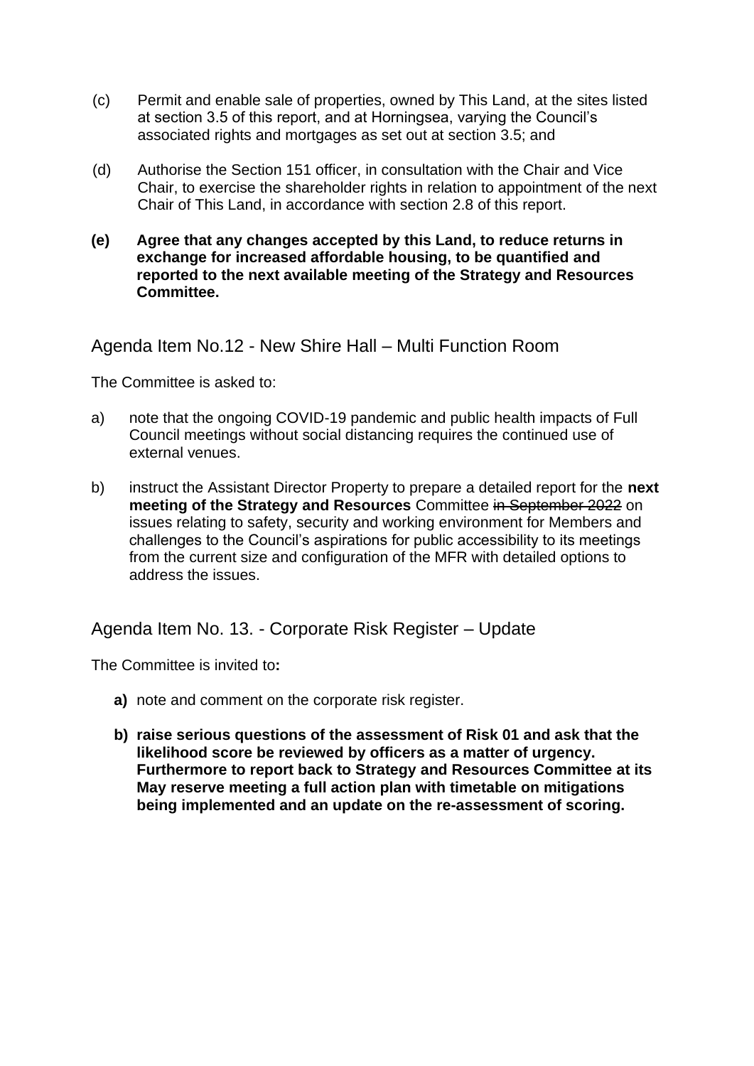(c) Permit and enable sale of properties, owned by This Land, at the sites listed at section 3.5 of this report, and at Horningsea, varying the Council's associated rights and mortgages as set out at section 3.5; and

(d) Authorise the Section 151 officer, in consultation with the Chair and Vice Chair, to exercise the shareholder rights in relation to appointment of the next Chair of This Land, in accordance with section 2.8 of this report.

**(e) Agree that any changes accepted by this Land, to reduce returns in exchange for increased affordable housing, to be quantified and reported to the next available meeting of the Strategy and Resources Committee.**

## Agenda Item No.12 - New Shire Hall – Multi Function Room

The Committee is asked to:

a) note that the ongoing COVID-19 pandemic and public health impacts of Full Council meetings without social distancing requires the continued use of external venues.

b) instruct the Assistant Director Property to prepare a detailed report for the **next meeting of the Strategy and Resources** Committee ~~in September 2022~~ on issues relating to safety, security and working environment for Members and challenges to the Council's aspirations for public accessibility to its meetings from the current size and configuration of the MFR with detailed options to address the issues.

## Agenda Item No. 13. - Corporate Risk Register – Update

The Committee is invited to**:**

**a)** note and comment on the corporate risk register.

**b) raise serious questions of the assessment of Risk 01 and ask that the likelihood score be reviewed by officers as a matter of urgency. Furthermore to report back to Strategy and Resources Committee at its May reserve meeting a full action plan with timetable on mitigations being implemented and an update on the re-assessment of scoring.**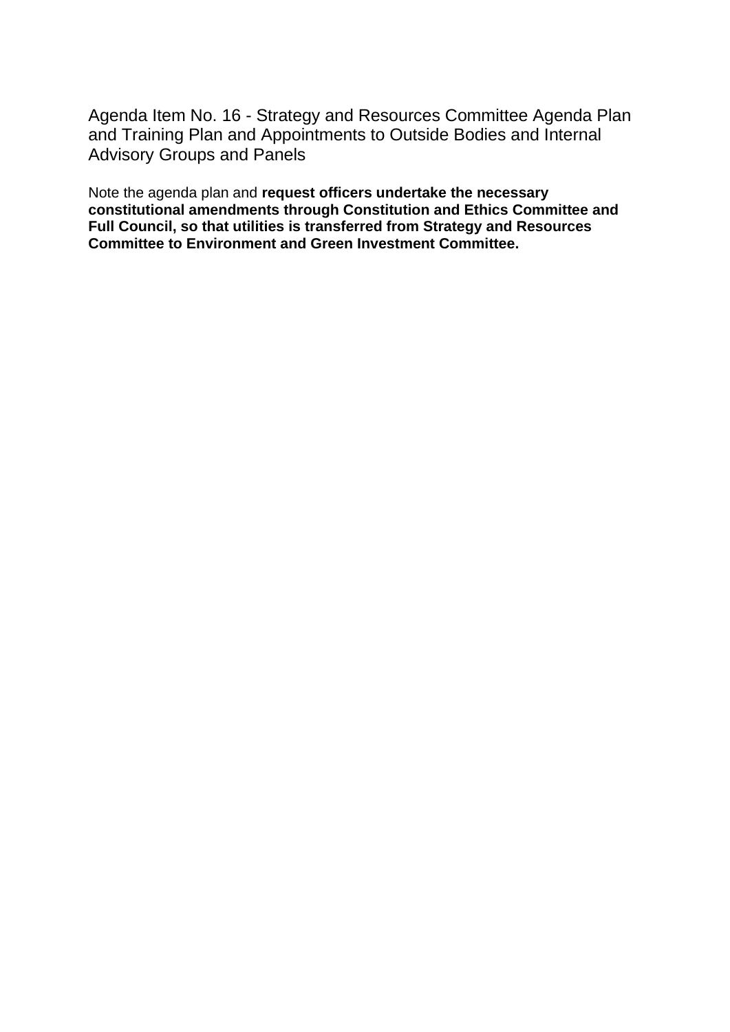## Agenda Item No. 16 - Strategy and Resources Committee Agenda Plan and Training Plan and Appointments to Outside Bodies and Internal Advisory Groups and Panels

Note the agenda plan and **request officers undertake the necessary constitutional amendments through Constitution and Ethics Committee and Full Council, so that utilities is transferred from Strategy and Resources Committee to Environment and Green Investment Committee.**